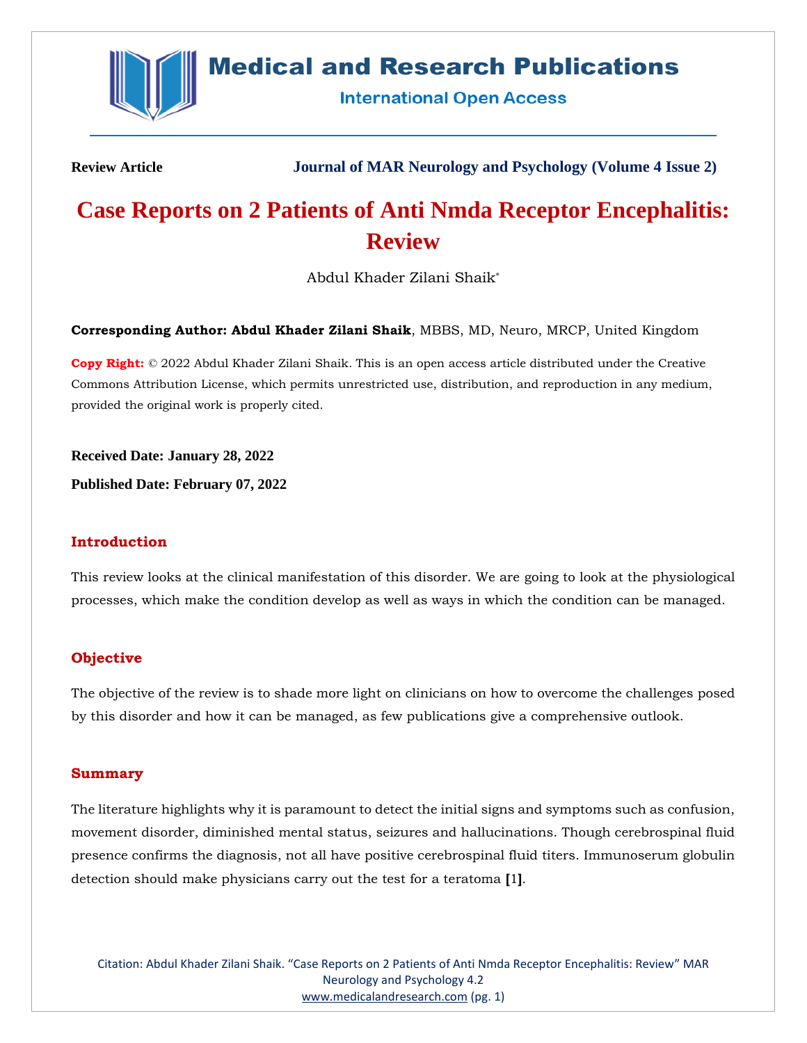**Review Article** | **Journal of MAR Neurology and Psychology (Volume 4 Issue 2)**

# Case Reports on 2 Patients of Anti Nmda Receptor Encephalitis: Review

Abdul Khader Zilani Shaik*

**Corresponding Author: Abdul Khader Zilani Shaik**, MBBS, MD, Neuro, MRCP, United Kingdom

**Copy Right:** © 2022 Abdul Khader Zilani Shaik. This is an open access article distributed under the Creative Commons Attribution License, which permits unrestricted use, distribution, and reproduction in any medium, provided the original work is properly cited.

**Received Date: January 28, 2022**

**Published Date: February 07, 2022**

## Introduction

This review looks at the clinical manifestation of this disorder. We are going to look at the physiological processes, which make the condition develop as well as ways in which the condition can be managed.

## Objective

The objective of the review is to shade more light on clinicians on how to overcome the challenges posed by this disorder and how it can be managed, as few publications give a comprehensive outlook.

## Summary

The literature highlights why it is paramount to detect the initial signs and symptoms such as confusion, movement disorder, diminished mental status, seizures and hallucinations. Though cerebrospinal fluid presence confirms the diagnosis, not all have positive cerebrospinal fluid titers. Immunoserum globulin detection should make physicians carry out the test for a teratoma **[1]**.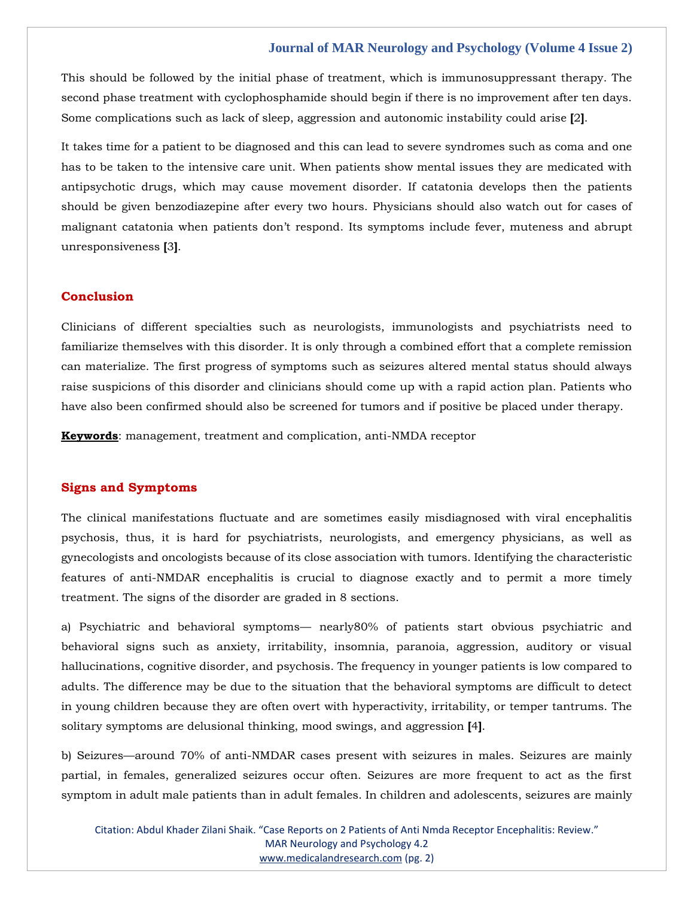This should be followed by the initial phase of treatment, which is immunosuppressant therapy. The second phase treatment with cyclophosphamide should begin if there is no improvement after ten days. Some complications such as lack of sleep, aggression and autonomic instability could arise [2].

It takes time for a patient to be diagnosed and this can lead to severe syndromes such as coma and one has to be taken to the intensive care unit. When patients show mental issues they are medicated with antipsychotic drugs, which may cause movement disorder. If catatonia develops then the patients should be given benzodiazepine after every two hours. Physicians should also watch out for cases of malignant catatonia when patients don't respond. Its symptoms include fever, muteness and abrupt unresponsiveness [3].

## Conclusion

Clinicians of different specialties such as neurologists, immunologists and psychiatrists need to familiarize themselves with this disorder. It is only through a combined effort that a complete remission can materialize. The first progress of symptoms such as seizures altered mental status should always raise suspicions of this disorder and clinicians should come up with a rapid action plan. Patients who have also been confirmed should also be screened for tumors and if positive be placed under therapy.

**Keywords**: management, treatment and complication, anti-NMDA receptor

## Signs and Symptoms

The clinical manifestations fluctuate and are sometimes easily misdiagnosed with viral encephalitis psychosis, thus, it is hard for psychiatrists, neurologists, and emergency physicians, as well as gynecologists and oncologists because of its close association with tumors. Identifying the characteristic features of anti-NMDAR encephalitis is crucial to diagnose exactly and to permit a more timely treatment. The signs of the disorder are graded in 8 sections.

a) Psychiatric and behavioral symptoms— nearly80% of patients start obvious psychiatric and behavioral signs such as anxiety, irritability, insomnia, paranoia, aggression, auditory or visual hallucinations, cognitive disorder, and psychosis. The frequency in younger patients is low compared to adults. The difference may be due to the situation that the behavioral symptoms are difficult to detect in young children because they are often overt with hyperactivity, irritability, or temper tantrums. The solitary symptoms are delusional thinking, mood swings, and aggression [4].

b) Seizures—around 70% of anti-NMDAR cases present with seizures in males. Seizures are mainly partial, in females, generalized seizures occur often. Seizures are more frequent to act as the first symptom in adult male patients than in adult females. In children and adolescents, seizures are mainly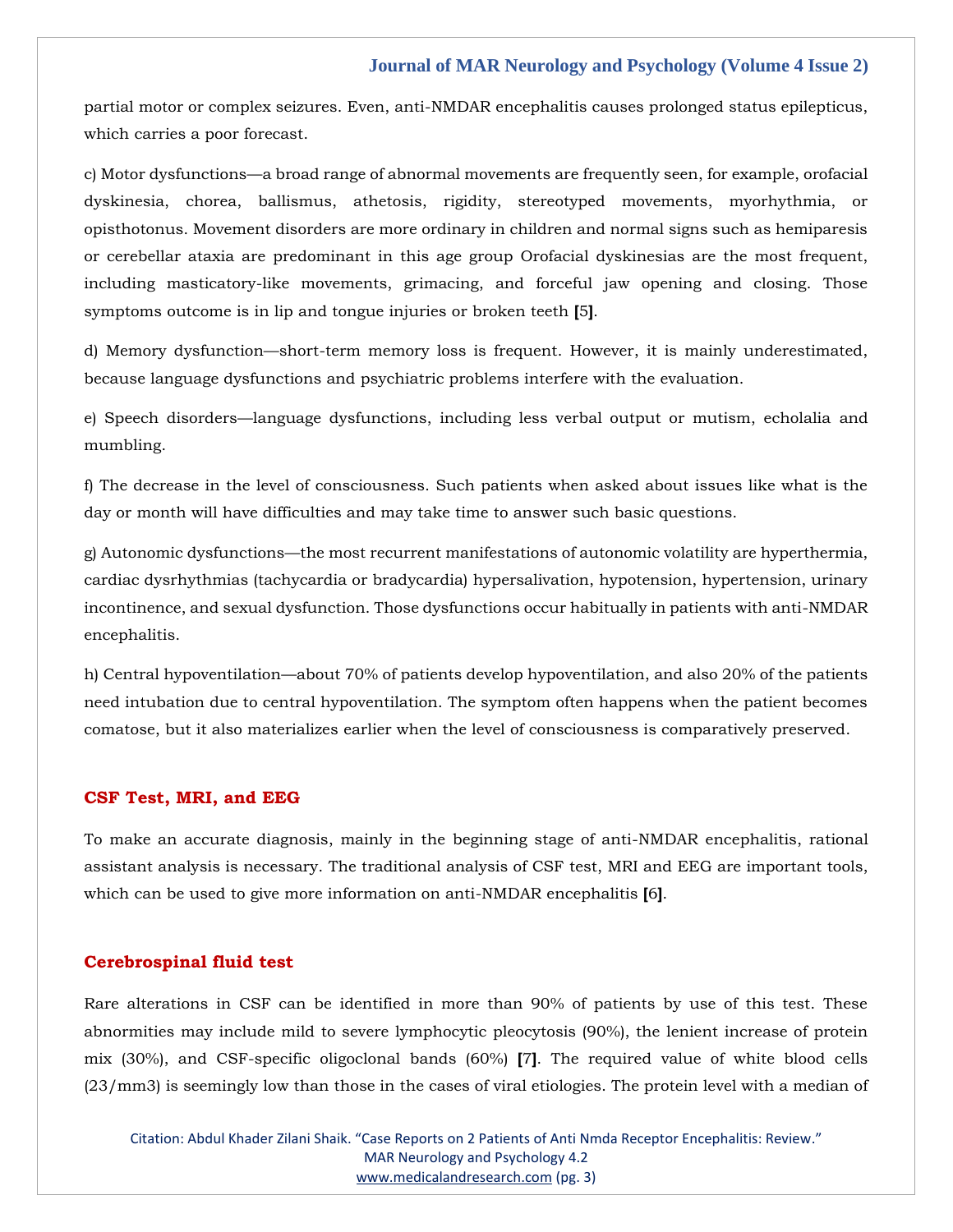partial motor or complex seizures. Even, anti-NMDAR encephalitis causes prolonged status epilepticus, which carries a poor forecast.

c) Motor dysfunctions—a broad range of abnormal movements are frequently seen, for example, orofacial dyskinesia, chorea, ballismus, athetosis, rigidity, stereotyped movements, myorhythmia, or opisthotonus. Movement disorders are more ordinary in children and normal signs such as hemiparesis or cerebellar ataxia are predominant in this age group Orofacial dyskinesias are the most frequent, including masticatory-like movements, grimacing, and forceful jaw opening and closing. Those symptoms outcome is in lip and tongue injuries or broken teeth **[**5**]**.

d) Memory dysfunction—short-term memory loss is frequent. However, it is mainly underestimated, because language dysfunctions and psychiatric problems interfere with the evaluation.

e) Speech disorders—language dysfunctions, including less verbal output or mutism, echolalia and mumbling.

f) The decrease in the level of consciousness. Such patients when asked about issues like what is the day or month will have difficulties and may take time to answer such basic questions.

g) Autonomic dysfunctions—the most recurrent manifestations of autonomic volatility are hyperthermia, cardiac dysrhythmias (tachycardia or bradycardia) hypersalivation, hypotension, hypertension, urinary incontinence, and sexual dysfunction. Those dysfunctions occur habitually in patients with anti-NMDAR encephalitis.

h) Central hypoventilation—about 70% of patients develop hypoventilation, and also 20% of the patients need intubation due to central hypoventilation. The symptom often happens when the patient becomes comatose, but it also materializes earlier when the level of consciousness is comparatively preserved.

## CSF Test, MRI, and EEG

To make an accurate diagnosis, mainly in the beginning stage of anti-NMDAR encephalitis, rational assistant analysis is necessary. The traditional analysis of CSF test, MRI and EEG are important tools, which can be used to give more information on anti-NMDAR encephalitis **[**6**]**.

### Cerebrospinal fluid test

Rare alterations in CSF can be identified in more than 90% of patients by use of this test. These abnormities may include mild to severe lymphocytic pleocytosis (90%), the lenient increase of protein mix (30%), and CSF-specific oligoclonal bands (60%) **[**7**]**. The required value of white blood cells (23/mm3) is seemingly low than those in the cases of viral etiologies. The protein level with a median of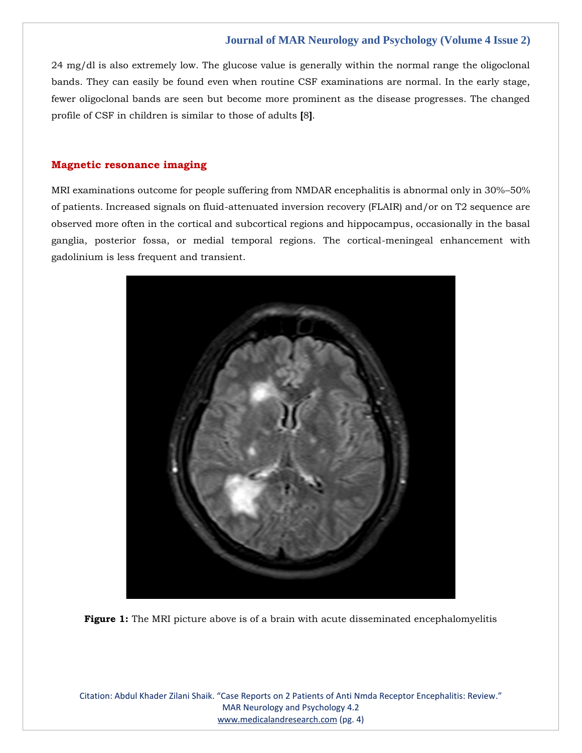24 mg/dl is also extremely low. The glucose value is generally within the normal range the oligoclonal bands. They can easily be found even when routine CSF examinations are normal. In the early stage, fewer oligoclonal bands are seen but become more prominent as the disease progresses. The changed profile of CSF in children is similar to those of adults [8].

## Magnetic resonance imaging

MRI examinations outcome for people suffering from NMDAR encephalitis is abnormal only in 30%–50% of patients. Increased signals on fluid-attenuated inversion recovery (FLAIR) and/or on T2 sequence are observed more often in the cortical and subcortical regions and hippocampus, occasionally in the basal ganglia, posterior fossa, or medial temporal regions. The cortical-meningeal enhancement with gadolinium is less frequent and transient.

**Figure 1:** The MRI picture above is of a brain with acute disseminated encephalomyelitis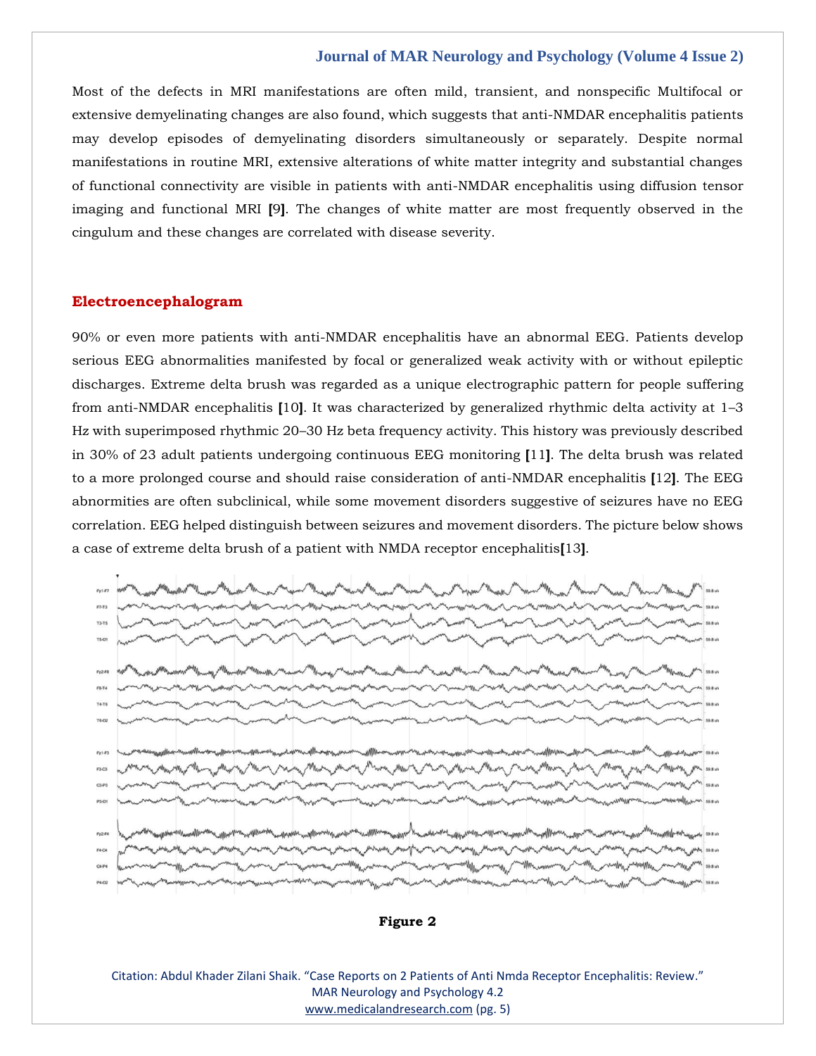Most of the defects in MRI manifestations are often mild, transient, and nonspecific Multifocal or extensive demyelinating changes are also found, which suggests that anti-NMDAR encephalitis patients may develop episodes of demyelinating disorders simultaneously or separately. Despite normal manifestations in routine MRI, extensive alterations of white matter integrity and substantial changes of functional connectivity are visible in patients with anti-NMDAR encephalitis using diffusion tensor imaging and functional MRI [9]. The changes of white matter are most frequently observed in the cingulum and these changes are correlated with disease severity.

## Electroencephalogram

90% or even more patients with anti-NMDAR encephalitis have an abnormal EEG. Patients develop serious EEG abnormalities manifested by focal or generalized weak activity with or without epileptic discharges. Extreme delta brush was regarded as a unique electrographic pattern for people suffering from anti-NMDAR encephalitis [10]. It was characterized by generalized rhythmic delta activity at 1–3 Hz with superimposed rhythmic 20–30 Hz beta frequency activity. This history was previously described in 30% of 23 adult patients undergoing continuous EEG monitoring [11]. The delta brush was related to a more prolonged course and should raise consideration of anti-NMDAR encephalitis [12]. The EEG abnormities are often subclinical, while some movement disorders suggestive of seizures have no EEG correlation. EEG helped distinguish between seizures and movement disorders. The picture below shows a case of extreme delta brush of a patient with NMDA receptor encephalitis[13].

Fp1-F7
F7-T3
T3-T5
T5-O1
Fp2-F8
F8-T4
T4-T6
T6-O2
Fp1-F3
F3-C3
C3-P3
P3-O1
Fp2-F4
F4-C4
C4-P4
P4-O2

**Figure 2**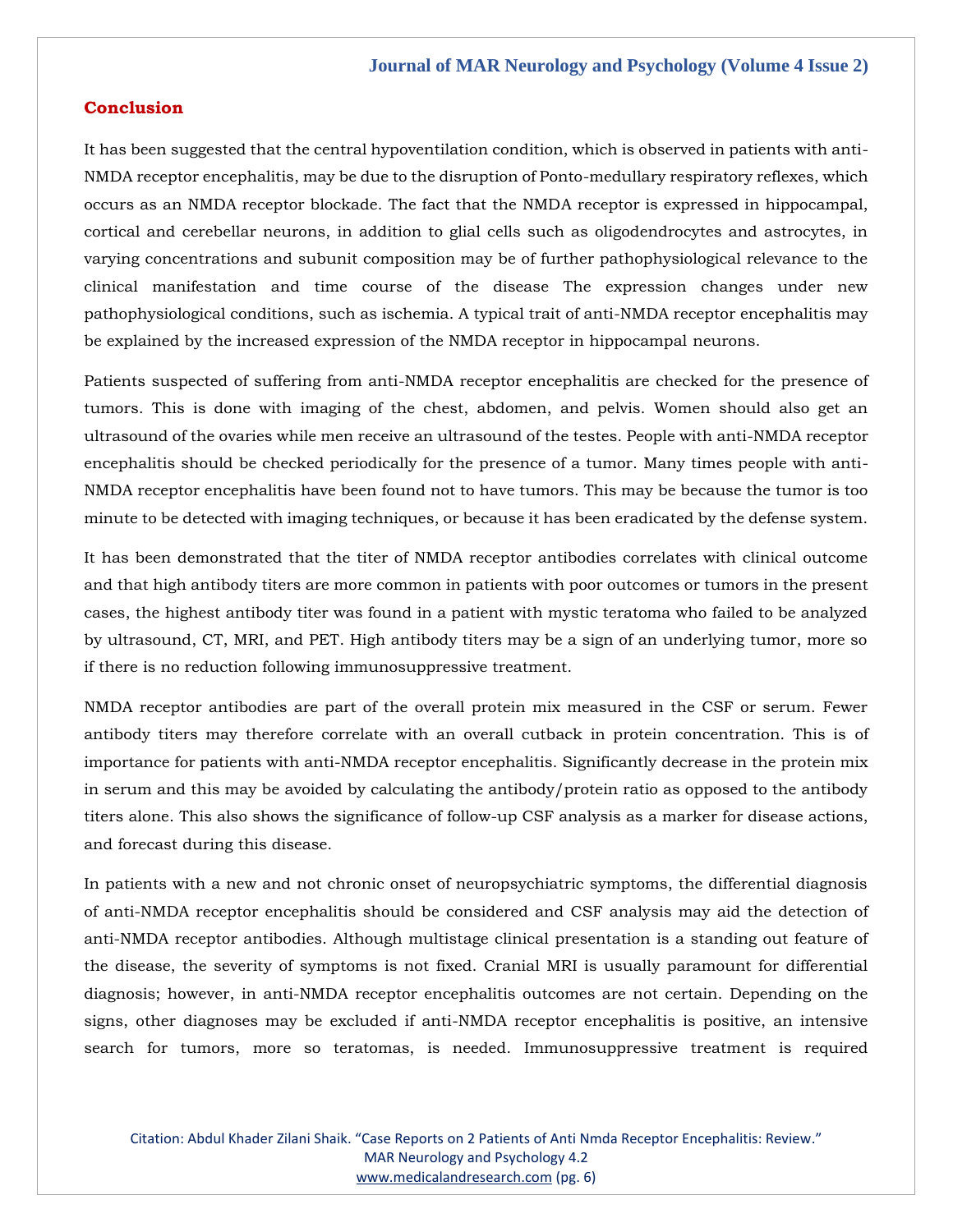## Conclusion

It has been suggested that the central hypoventilation condition, which is observed in patients with anti-NMDA receptor encephalitis, may be due to the disruption of Ponto-medullary respiratory reflexes, which occurs as an NMDA receptor blockade. The fact that the NMDA receptor is expressed in hippocampal, cortical and cerebellar neurons, in addition to glial cells such as oligodendrocytes and astrocytes, in varying concentrations and subunit composition may be of further pathophysiological relevance to the clinical manifestation and time course of the disease The expression changes under new pathophysiological conditions, such as ischemia. A typical trait of anti-NMDA receptor encephalitis may be explained by the increased expression of the NMDA receptor in hippocampal neurons.

Patients suspected of suffering from anti-NMDA receptor encephalitis are checked for the presence of tumors. This is done with imaging of the chest, abdomen, and pelvis. Women should also get an ultrasound of the ovaries while men receive an ultrasound of the testes. People with anti-NMDA receptor encephalitis should be checked periodically for the presence of a tumor. Many times people with anti-NMDA receptor encephalitis have been found not to have tumors. This may be because the tumor is too minute to be detected with imaging techniques, or because it has been eradicated by the defense system.

It has been demonstrated that the titer of NMDA receptor antibodies correlates with clinical outcome and that high antibody titers are more common in patients with poor outcomes or tumors in the present cases, the highest antibody titer was found in a patient with mystic teratoma who failed to be analyzed by ultrasound, CT, MRI, and PET. High antibody titers may be a sign of an underlying tumor, more so if there is no reduction following immunosuppressive treatment.

NMDA receptor antibodies are part of the overall protein mix measured in the CSF or serum. Fewer antibody titers may therefore correlate with an overall cutback in protein concentration. This is of importance for patients with anti-NMDA receptor encephalitis. Significantly decrease in the protein mix in serum and this may be avoided by calculating the antibody/protein ratio as opposed to the antibody titers alone. This also shows the significance of follow-up CSF analysis as a marker for disease actions, and forecast during this disease.

In patients with a new and not chronic onset of neuropsychiatric symptoms, the differential diagnosis of anti-NMDA receptor encephalitis should be considered and CSF analysis may aid the detection of anti-NMDA receptor antibodies. Although multistage clinical presentation is a standing out feature of the disease, the severity of symptoms is not fixed. Cranial MRI is usually paramount for differential diagnosis; however, in anti-NMDA receptor encephalitis outcomes are not certain. Depending on the signs, other diagnoses may be excluded if anti-NMDA receptor encephalitis is positive, an intensive search for tumors, more so teratomas, is needed. Immunosuppressive treatment is required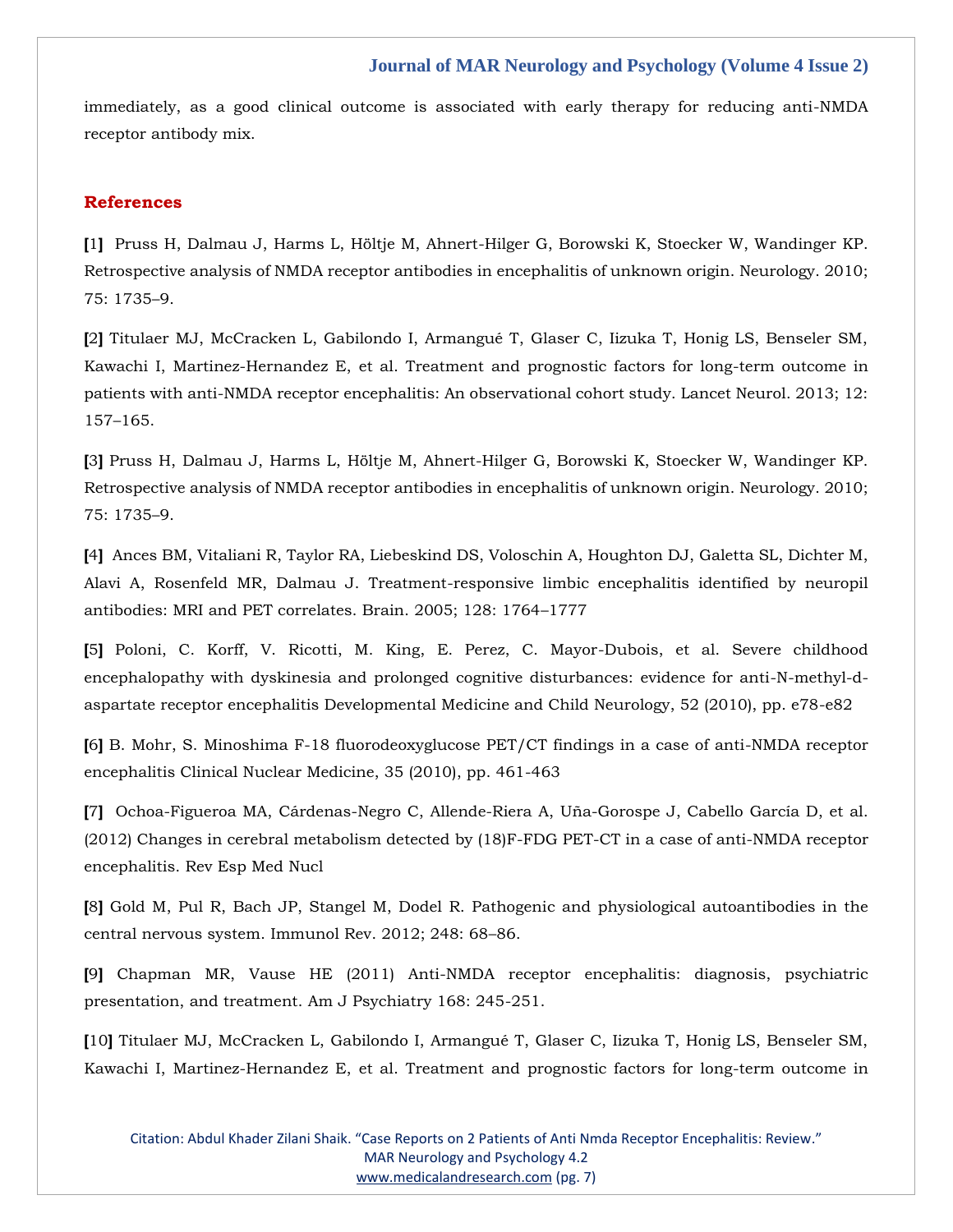immediately, as a good clinical outcome is associated with early therapy for reducing anti-NMDA receptor antibody mix.

## References

[1] Pruss H, Dalmau J, Harms L, Höltje M, Ahnert-Hilger G, Borowski K, Stoecker W, Wandinger KP. Retrospective analysis of NMDA receptor antibodies in encephalitis of unknown origin. Neurology. 2010; 75: 1735–9.

[2] Titulaer MJ, McCracken L, Gabilondo I, Armangué T, Glaser C, Iizuka T, Honig LS, Benseler SM, Kawachi I, Martinez-Hernandez E, et al. Treatment and prognostic factors for long-term outcome in patients with anti-NMDA receptor encephalitis: An observational cohort study. Lancet Neurol. 2013; 12: 157–165.

[3] Pruss H, Dalmau J, Harms L, Höltje M, Ahnert-Hilger G, Borowski K, Stoecker W, Wandinger KP. Retrospective analysis of NMDA receptor antibodies in encephalitis of unknown origin. Neurology. 2010; 75: 1735–9.

[4] Ances BM, Vitaliani R, Taylor RA, Liebeskind DS, Voloschin A, Houghton DJ, Galetta SL, Dichter M, Alavi A, Rosenfeld MR, Dalmau J. Treatment-responsive limbic encephalitis identified by neuropil antibodies: MRI and PET correlates. Brain. 2005; 128: 1764–1777

[5] Poloni, C. Korff, V. Ricotti, M. King, E. Perez, C. Mayor-Dubois, et al. Severe childhood encephalopathy with dyskinesia and prolonged cognitive disturbances: evidence for anti-N-methyl-d-aspartate receptor encephalitis Developmental Medicine and Child Neurology, 52 (2010), pp. e78-e82

[6] B. Mohr, S. Minoshima F-18 fluorodeoxyglucose PET/CT findings in a case of anti-NMDA receptor encephalitis Clinical Nuclear Medicine, 35 (2010), pp. 461-463

[7] Ochoa-Figueroa MA, Cárdenas-Negro C, Allende-Riera A, Uña-Gorospe J, Cabello García D, et al. (2012) Changes in cerebral metabolism detected by (18)F-FDG PET-CT in a case of anti-NMDA receptor encephalitis. Rev Esp Med Nucl

[8] Gold M, Pul R, Bach JP, Stangel M, Dodel R. Pathogenic and physiological autoantibodies in the central nervous system. Immunol Rev. 2012; 248: 68–86.

[9] Chapman MR, Vause HE (2011) Anti-NMDA receptor encephalitis: diagnosis, psychiatric presentation, and treatment. Am J Psychiatry 168: 245-251.

[10] Titulaer MJ, McCracken L, Gabilondo I, Armangué T, Glaser C, Iizuka T, Honig LS, Benseler SM, Kawachi I, Martinez-Hernandez E, et al. Treatment and prognostic factors for long-term outcome in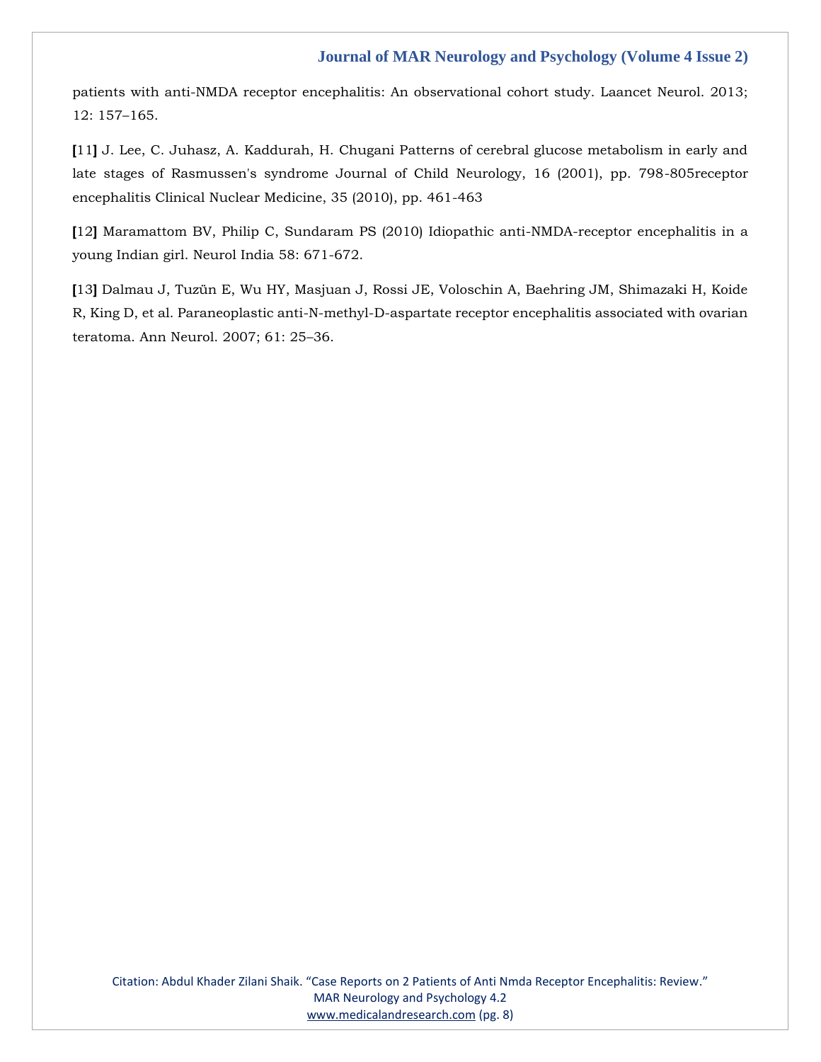patients with anti-NMDA receptor encephalitis: An observational cohort study. Laancet Neurol. 2013; 12: 157–165.

[11] J. Lee, C. Juhasz, A. Kaddurah, H. Chugani Patterns of cerebral glucose metabolism in early and late stages of Rasmussen's syndrome Journal of Child Neurology, 16 (2001), pp. 798-805receptor encephalitis Clinical Nuclear Medicine, 35 (2010), pp. 461-463

[12] Maramattom BV, Philip C, Sundaram PS (2010) Idiopathic anti-NMDA-receptor encephalitis in a young Indian girl. Neurol India 58: 671-672.

[13] Dalmau J, Tuzün E, Wu HY, Masjuan J, Rossi JE, Voloschin A, Baehring JM, Shimazaki H, Koide R, King D, et al. Paraneoplastic anti-N-methyl-D-aspartate receptor encephalitis associated with ovarian teratoma. Ann Neurol. 2007; 61: 25–36.